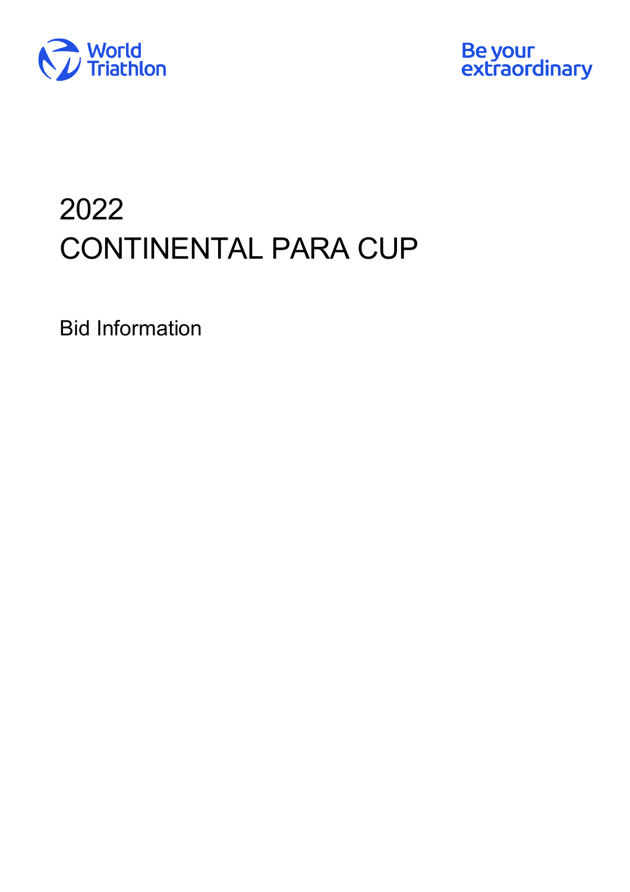World Triathlon

Be your extraordinary

# 2022 CONTINENTAL PARA CUP

Bid Information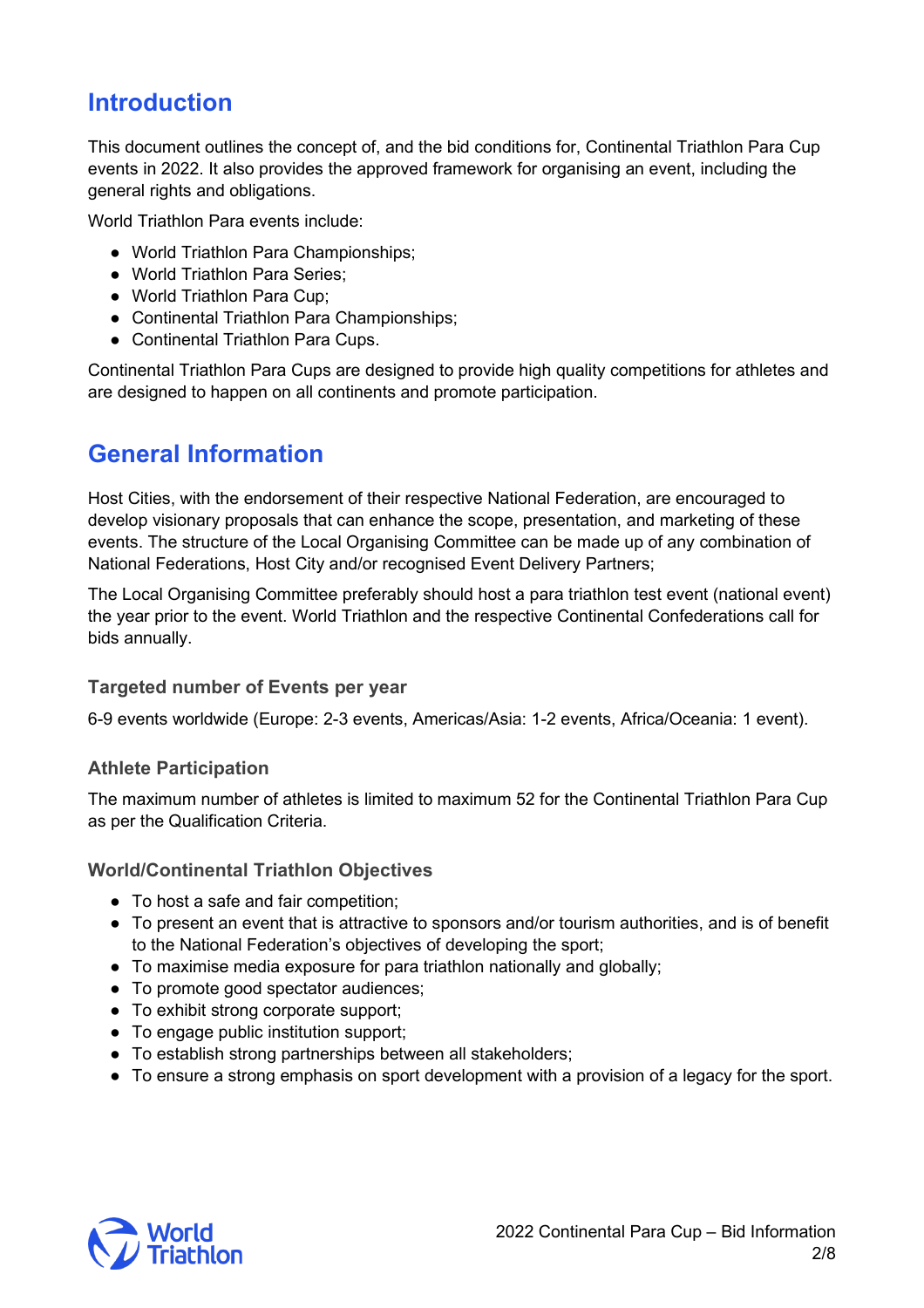# Introduction

This document outlines the concept of, and the bid conditions for, Continental Triathlon Para Cup events in 2022. It also provides the approved framework for organising an event, including the general rights and obligations.

World Triathlon Para events include:

- World Triathlon Para Championships;
- World Triathlon Para Series;
- World Triathlon Para Cup;
- Continental Triathlon Para Championships;
- Continental Triathlon Para Cups.

Continental Triathlon Para Cups are designed to provide high quality competitions for athletes and are designed to happen on all continents and promote participation.

# General Information

Host Cities, with the endorsement of their respective National Federation, are encouraged to develop visionary proposals that can enhance the scope, presentation, and marketing of these events. The structure of the Local Organising Committee can be made up of any combination of National Federations, Host City and/or recognised Event Delivery Partners;

The Local Organising Committee preferably should host a para triathlon test event (national event) the year prior to the event. World Triathlon and the respective Continental Confederations call for bids annually.

### Targeted number of Events per year

6-9 events worldwide (Europe: 2-3 events, Americas/Asia: 1-2 events, Africa/Oceania: 1 event).

### Athlete Participation

The maximum number of athletes is limited to maximum 52 for the Continental Triathlon Para Cup as per the Qualification Criteria.

### World/Continental Triathlon Objectives

- To host a safe and fair competition;
- To present an event that is attractive to sponsors and/or tourism authorities, and is of benefit to the National Federation's objectives of developing the sport;
- To maximise media exposure for para triathlon nationally and globally;
- To promote good spectator audiences;
- To exhibit strong corporate support;
- To engage public institution support;
- To establish strong partnerships between all stakeholders;
- To ensure a strong emphasis on sport development with a provision of a legacy for the sport.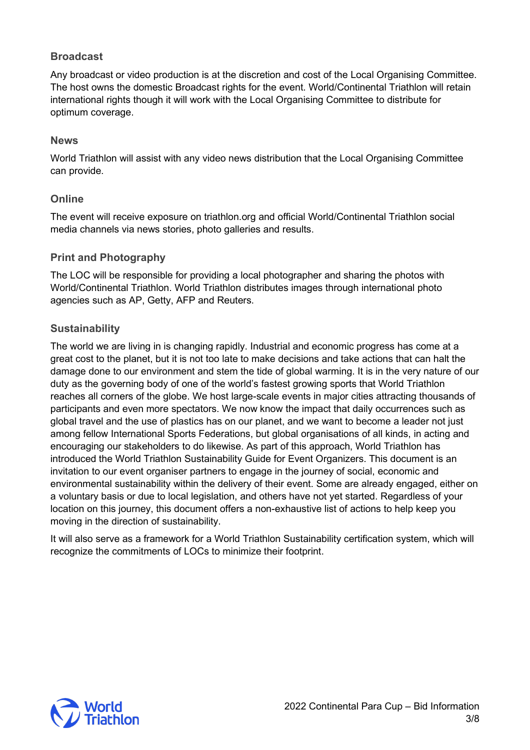## Broadcast

Any broadcast or video production is at the discretion and cost of the Local Organising Committee. The host owns the domestic Broadcast rights for the event. World/Continental Triathlon will retain international rights though it will work with the Local Organising Committee to distribute for optimum coverage.

## News

World Triathlon will assist with any video news distribution that the Local Organising Committee can provide.

## Online

The event will receive exposure on triathlon.org and official World/Continental Triathlon social media channels via news stories, photo galleries and results.

## Print and Photography

The LOC will be responsible for providing a local photographer and sharing the photos with World/Continental Triathlon. World Triathlon distributes images through international photo agencies such as AP, Getty, AFP and Reuters.

## Sustainability

The world we are living in is changing rapidly. Industrial and economic progress has come at a great cost to the planet, but it is not too late to make decisions and take actions that can halt the damage done to our environment and stem the tide of global warming. It is in the very nature of our duty as the governing body of one of the world's fastest growing sports that World Triathlon reaches all corners of the globe. We host large-scale events in major cities attracting thousands of participants and even more spectators. We now know the impact that daily occurrences such as global travel and the use of plastics has on our planet, and we want to become a leader not just among fellow International Sports Federations, but global organisations of all kinds, in acting and encouraging our stakeholders to do likewise. As part of this approach, World Triathlon has introduced the World Triathlon Sustainability Guide for Event Organizers. This document is an invitation to our event organiser partners to engage in the journey of social, economic and environmental sustainability within the delivery of their event. Some are already engaged, either on a voluntary basis or due to local legislation, and others have not yet started. Regardless of your location on this journey, this document offers a non-exhaustive list of actions to help keep you moving in the direction of sustainability.

It will also serve as a framework for a World Triathlon Sustainability certification system, which will recognize the commitments of LOCs to minimize their footprint.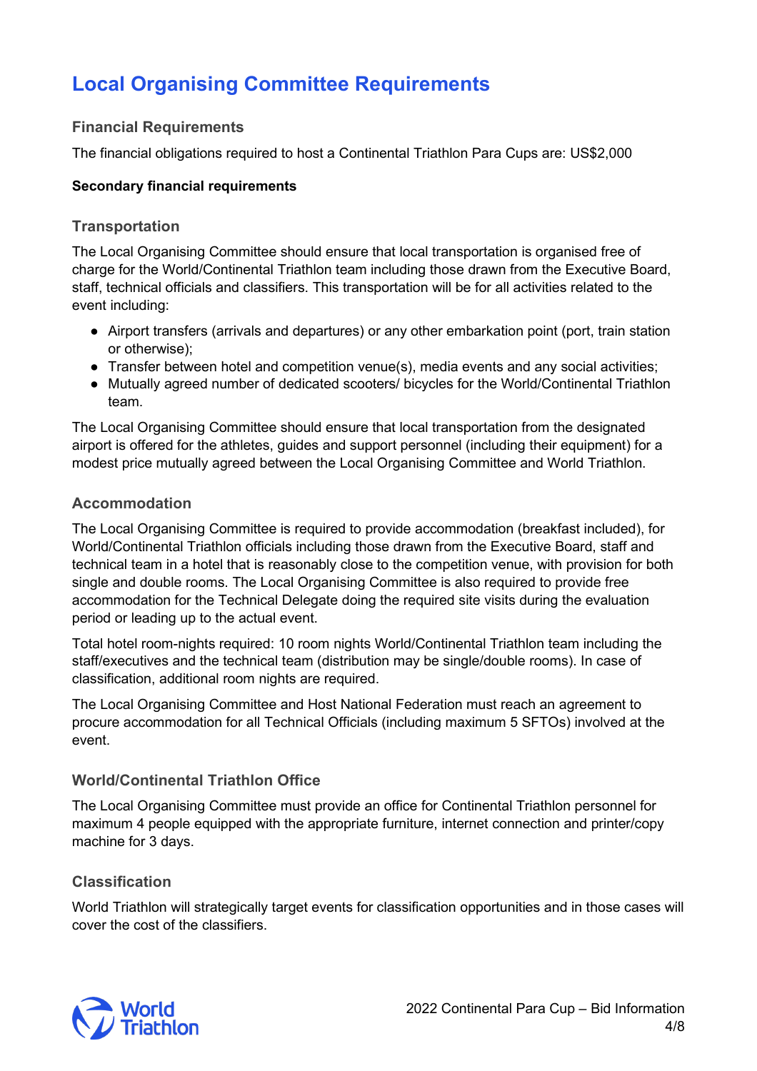# Local Organising Committee Requirements

## Financial Requirements

The financial obligations required to host a Continental Triathlon Para Cups are: US$2,000

**Secondary financial requirements**

## Transportation

The Local Organising Committee should ensure that local transportation is organised free of charge for the World/Continental Triathlon team including those drawn from the Executive Board, staff, technical officials and classifiers. This transportation will be for all activities related to the event including:

- Airport transfers (arrivals and departures) or any other embarkation point (port, train station or otherwise);
- Transfer between hotel and competition venue(s), media events and any social activities;
- Mutually agreed number of dedicated scooters/ bicycles for the World/Continental Triathlon team.

The Local Organising Committee should ensure that local transportation from the designated airport is offered for the athletes, guides and support personnel (including their equipment) for a modest price mutually agreed between the Local Organising Committee and World Triathlon.

## Accommodation

The Local Organising Committee is required to provide accommodation (breakfast included), for World/Continental Triathlon officials including those drawn from the Executive Board, staff and technical team in a hotel that is reasonably close to the competition venue, with provision for both single and double rooms. The Local Organising Committee is also required to provide free accommodation for the Technical Delegate doing the required site visits during the evaluation period or leading up to the actual event.

Total hotel room-nights required: 10 room nights World/Continental Triathlon team including the staff/executives and the technical team (distribution may be single/double rooms). In case of classification, additional room nights are required.

The Local Organising Committee and Host National Federation must reach an agreement to procure accommodation for all Technical Officials (including maximum 5 SFTOs) involved at the event.

## World/Continental Triathlon Office

The Local Organising Committee must provide an office for Continental Triathlon personnel for maximum 4 people equipped with the appropriate furniture, internet connection and printer/copy machine for 3 days.

## Classification

World Triathlon will strategically target events for classification opportunities and in those cases will cover the cost of the classifiers.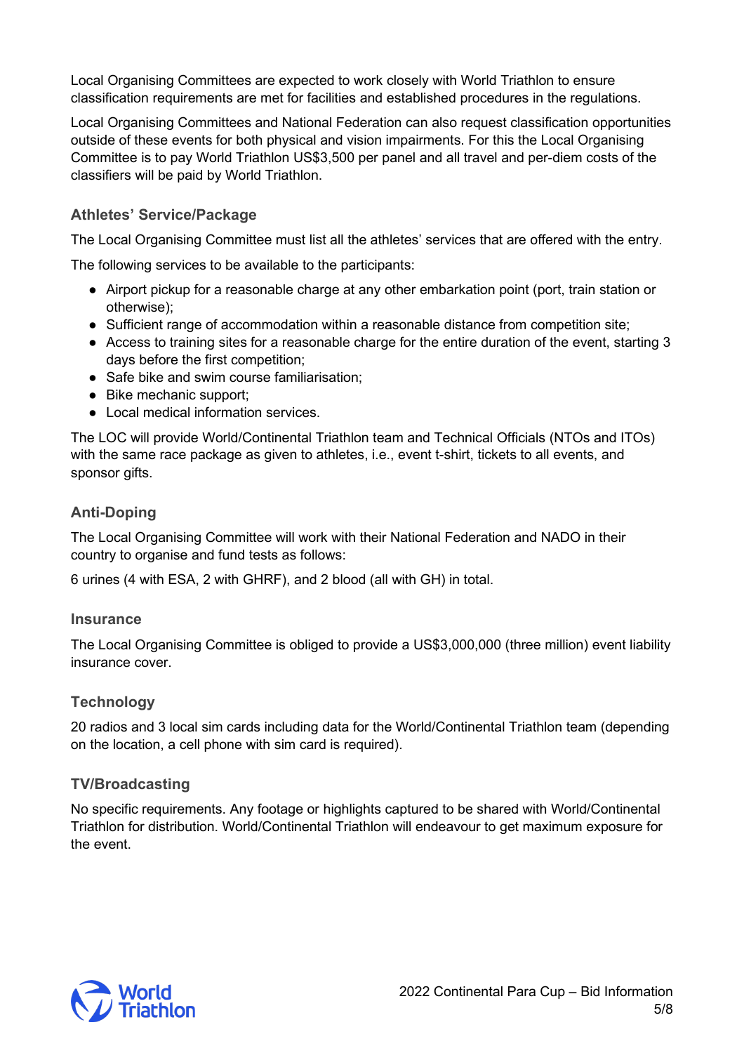Local Organising Committees are expected to work closely with World Triathlon to ensure classification requirements are met for facilities and established procedures in the regulations.

Local Organising Committees and National Federation can also request classification opportunities outside of these events for both physical and vision impairments. For this the Local Organising Committee is to pay World Triathlon US$3,500 per panel and all travel and per-diem costs of the classifiers will be paid by World Triathlon.

### Athletes' Service/Package

The Local Organising Committee must list all the athletes' services that are offered with the entry.

The following services to be available to the participants:

- Airport pickup for a reasonable charge at any other embarkation point (port, train station or otherwise);
- Sufficient range of accommodation within a reasonable distance from competition site;
- Access to training sites for a reasonable charge for the entire duration of the event, starting 3 days before the first competition;
- Safe bike and swim course familiarisation;
- Bike mechanic support;
- Local medical information services.

The LOC will provide World/Continental Triathlon team and Technical Officials (NTOs and ITOs) with the same race package as given to athletes, i.e., event t-shirt, tickets to all events, and sponsor gifts.

### Anti-Doping

The Local Organising Committee will work with their National Federation and NADO in their country to organise and fund tests as follows:

6 urines (4 with ESA, 2 with GHRF), and 2 blood (all with GH) in total.

### Insurance

The Local Organising Committee is obliged to provide a US$3,000,000 (three million) event liability insurance cover.

### Technology

20 radios and 3 local sim cards including data for the World/Continental Triathlon team (depending on the location, a cell phone with sim card is required).

### TV/Broadcasting

No specific requirements. Any footage or highlights captured to be shared with World/Continental Triathlon for distribution. World/Continental Triathlon will endeavour to get maximum exposure for the event.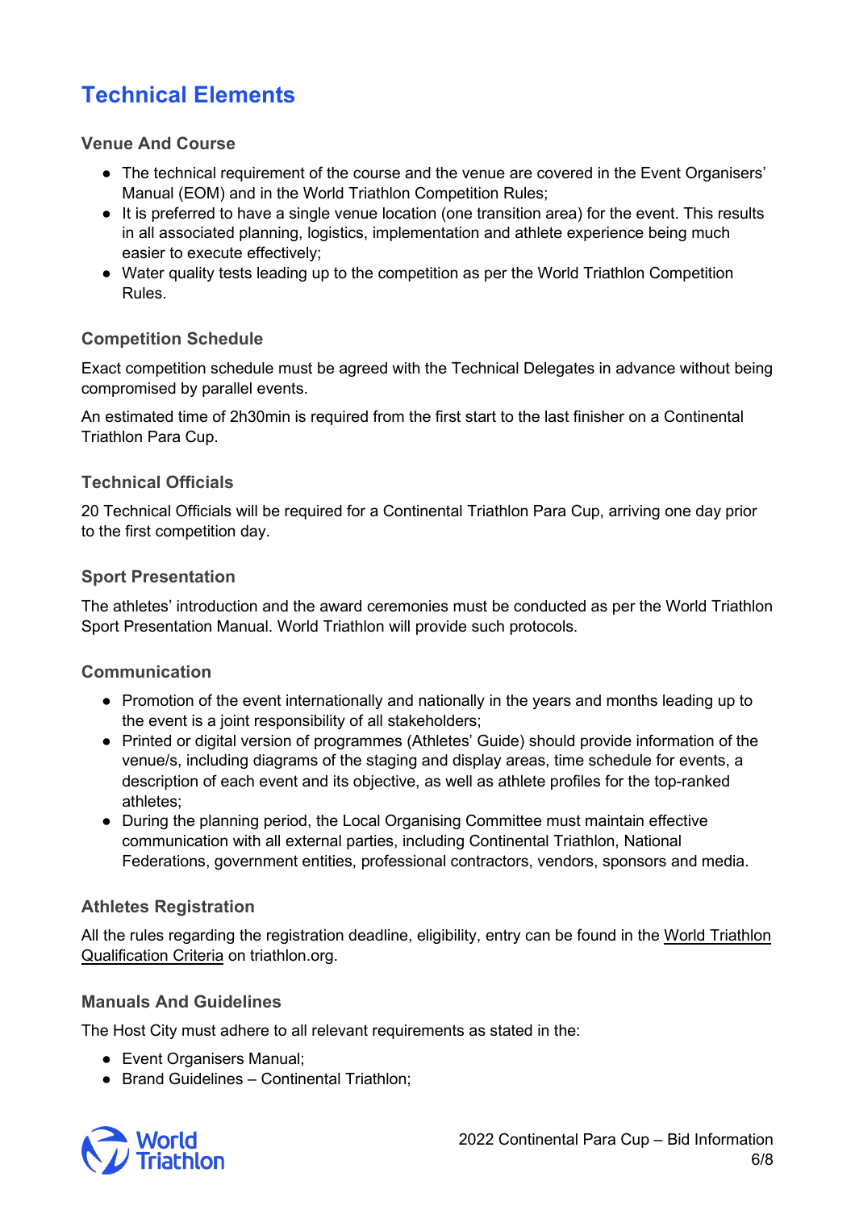# Technical Elements

### Venue And Course

- The technical requirement of the course and the venue are covered in the Event Organisers' Manual (EOM) and in the World Triathlon Competition Rules;
- It is preferred to have a single venue location (one transition area) for the event. This results in all associated planning, logistics, implementation and athlete experience being much easier to execute effectively;
- Water quality tests leading up to the competition as per the World Triathlon Competition Rules.

### Competition Schedule

Exact competition schedule must be agreed with the Technical Delegates in advance without being compromised by parallel events.

An estimated time of 2h30min is required from the first start to the last finisher on a Continental Triathlon Para Cup.

### Technical Officials

20 Technical Officials will be required for a Continental Triathlon Para Cup, arriving one day prior to the first competition day.

### Sport Presentation

The athletes' introduction and the award ceremonies must be conducted as per the World Triathlon Sport Presentation Manual. World Triathlon will provide such protocols.

### Communication

- Promotion of the event internationally and nationally in the years and months leading up to the event is a joint responsibility of all stakeholders;
- Printed or digital version of programmes (Athletes' Guide) should provide information of the venue/s, including diagrams of the staging and display areas, time schedule for events, a description of each event and its objective, as well as athlete profiles for the top-ranked athletes;
- During the planning period, the Local Organising Committee must maintain effective communication with all external parties, including Continental Triathlon, National Federations, government entities, professional contractors, vendors, sponsors and media.

### Athletes Registration

All the rules regarding the registration deadline, eligibility, entry can be found in the World Triathlon Qualification Criteria on triathlon.org.

### Manuals And Guidelines

The Host City must adhere to all relevant requirements as stated in the:

- Event Organisers Manual;
- Brand Guidelines – Continental Triathlon;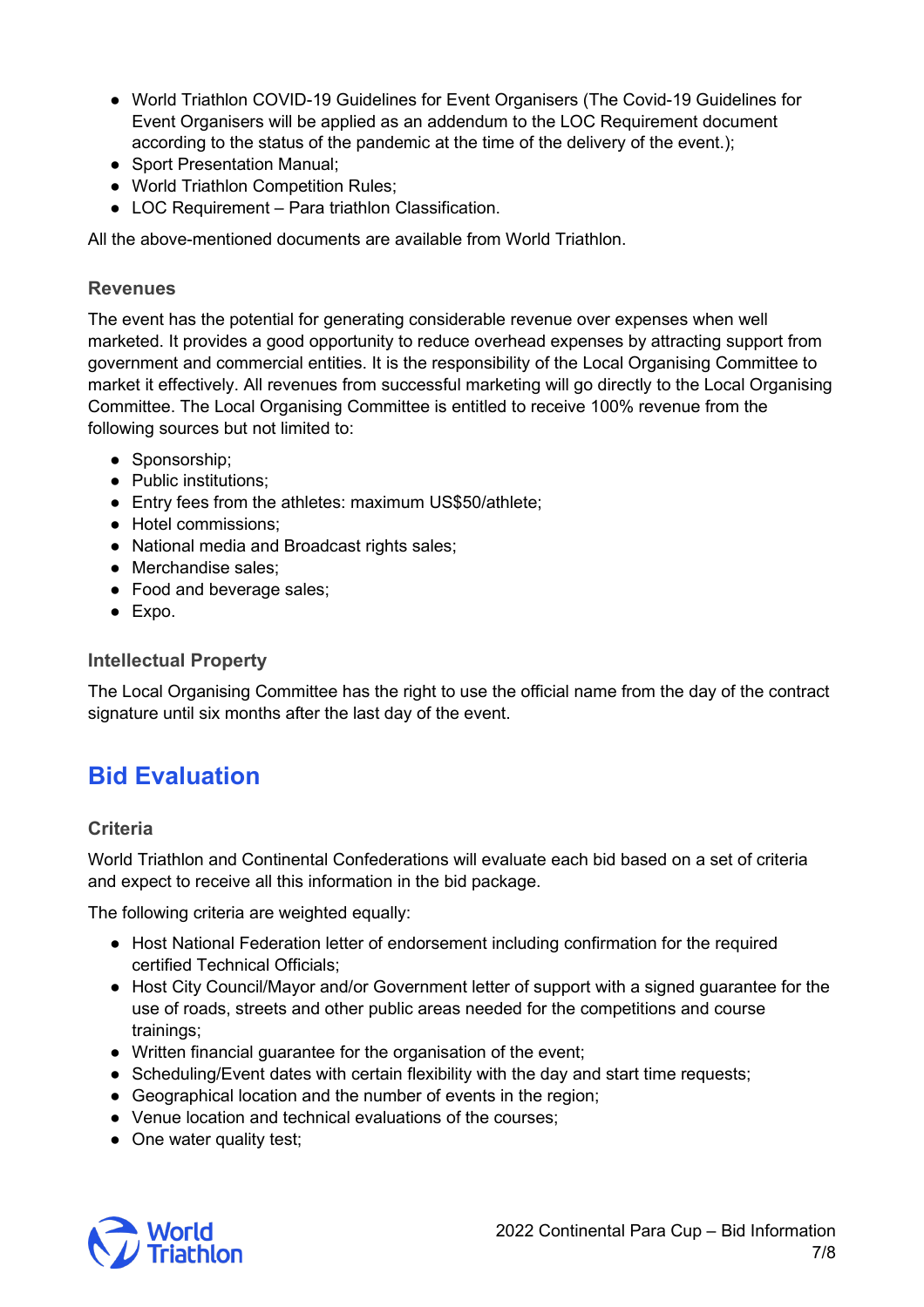- World Triathlon COVID-19 Guidelines for Event Organisers (The Covid-19 Guidelines for Event Organisers will be applied as an addendum to the LOC Requirement document according to the status of the pandemic at the time of the delivery of the event.);
- Sport Presentation Manual;
- World Triathlon Competition Rules;
- LOC Requirement – Para triathlon Classification.

All the above-mentioned documents are available from World Triathlon.

### Revenues

The event has the potential for generating considerable revenue over expenses when well marketed. It provides a good opportunity to reduce overhead expenses by attracting support from government and commercial entities. It is the responsibility of the Local Organising Committee to market it effectively. All revenues from successful marketing will go directly to the Local Organising Committee. The Local Organising Committee is entitled to receive 100% revenue from the following sources but not limited to:

- Sponsorship;
- Public institutions;
- Entry fees from the athletes: maximum US$50/athlete;
- Hotel commissions;
- National media and Broadcast rights sales;
- Merchandise sales;
- Food and beverage sales;
- Expo.

### Intellectual Property

The Local Organising Committee has the right to use the official name from the day of the contract signature until six months after the last day of the event.

## Bid Evaluation

### Criteria

World Triathlon and Continental Confederations will evaluate each bid based on a set of criteria and expect to receive all this information in the bid package.

The following criteria are weighted equally:

- Host National Federation letter of endorsement including confirmation for the required certified Technical Officials;
- Host City Council/Mayor and/or Government letter of support with a signed guarantee for the use of roads, streets and other public areas needed for the competitions and course trainings;
- Written financial guarantee for the organisation of the event;
- Scheduling/Event dates with certain flexibility with the day and start time requests;
- Geographical location and the number of events in the region;
- Venue location and technical evaluations of the courses;
- One water quality test;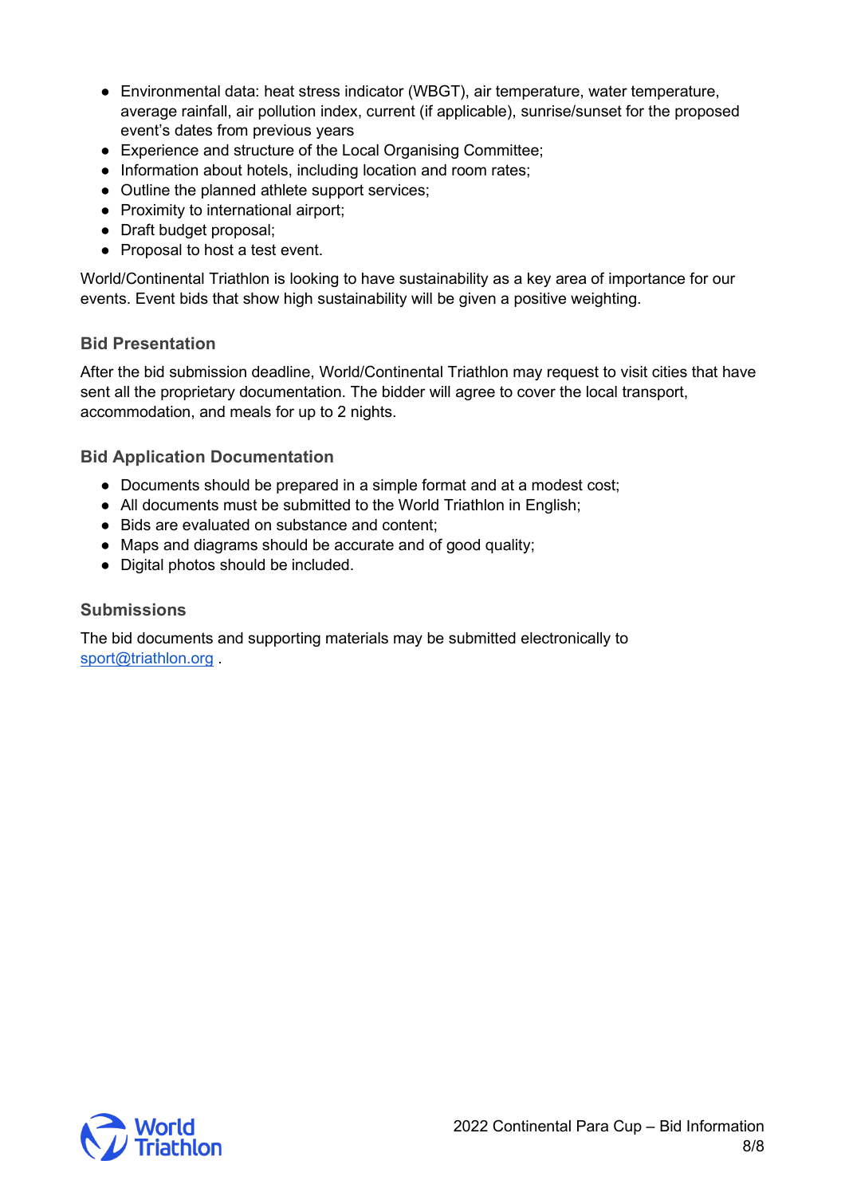- Environmental data: heat stress indicator (WBGT), air temperature, water temperature, average rainfall, air pollution index, current (if applicable), sunrise/sunset for the proposed event's dates from previous years
- Experience and structure of the Local Organising Committee;
- Information about hotels, including location and room rates;
- Outline the planned athlete support services;
- Proximity to international airport;
- Draft budget proposal;
- Proposal to host a test event.

World/Continental Triathlon is looking to have sustainability as a key area of importance for our events. Event bids that show high sustainability will be given a positive weighting.

### Bid Presentation

After the bid submission deadline, World/Continental Triathlon may request to visit cities that have sent all the proprietary documentation. The bidder will agree to cover the local transport, accommodation, and meals for up to 2 nights.

### Bid Application Documentation

- Documents should be prepared in a simple format and at a modest cost;
- All documents must be submitted to the World Triathlon in English;
- Bids are evaluated on substance and content;
- Maps and diagrams should be accurate and of good quality;
- Digital photos should be included.

### Submissions

The bid documents and supporting materials may be submitted electronically to [sport@triathlon.org](mailto:sport@triathlon.org) .